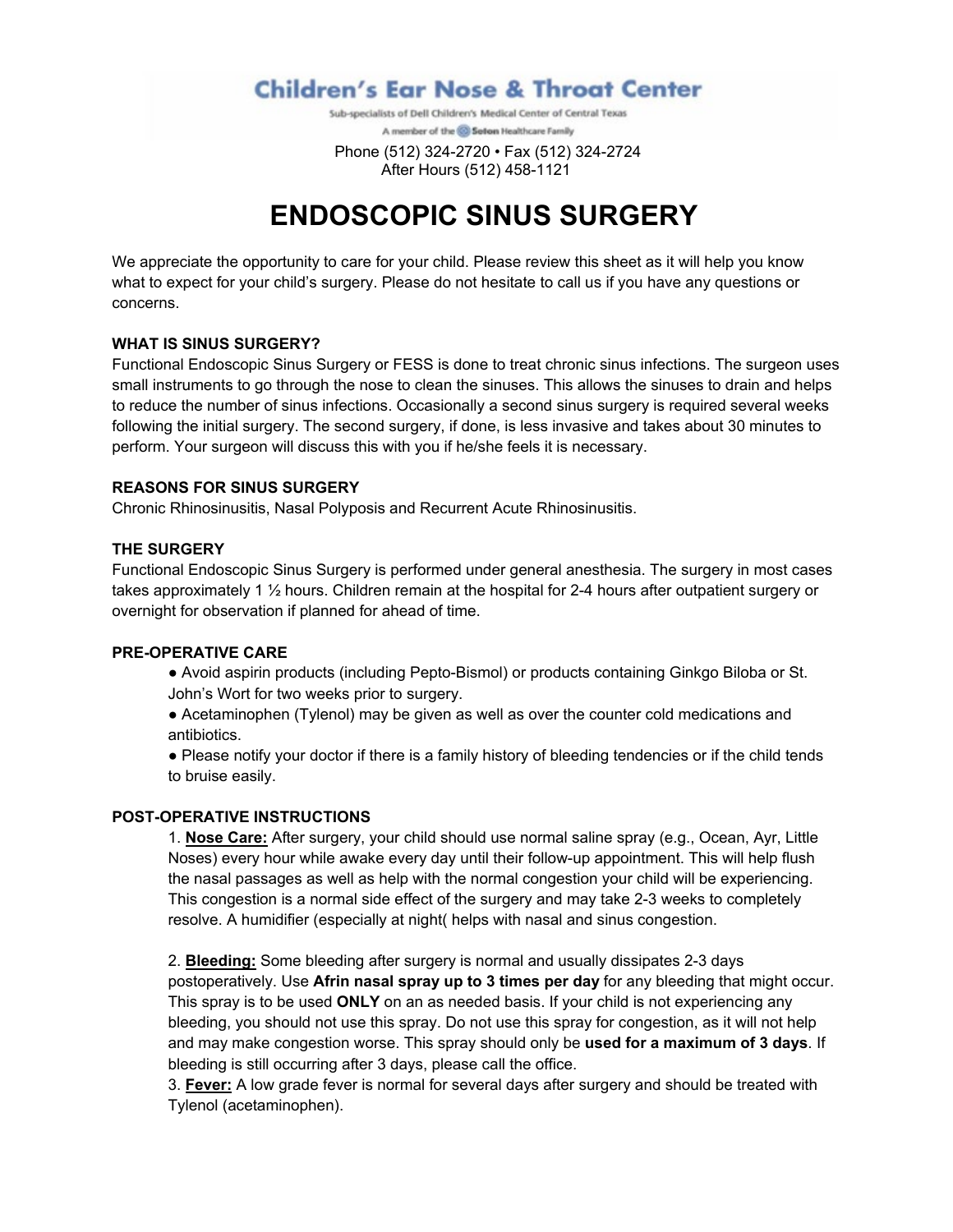**Children's Ear Nose & Throat Center**

Sub-specialists of Dell Children's Medical Center of Central Texas

A member of the Seton Healthcare Family

Phone (512) 324-2720 • Fax (512) 324-2724
After Hours (512) 458-1121

# ENDOSCOPIC SINUS SURGERY

We appreciate the opportunity to care for your child. Please review this sheet as it will help you know what to expect for your child's surgery. Please do not hesitate to call us if you have any questions or concerns.

**WHAT IS SINUS SURGERY?**
Functional Endoscopic Sinus Surgery or FESS is done to treat chronic sinus infections. The surgeon uses small instruments to go through the nose to clean the sinuses. This allows the sinuses to drain and helps to reduce the number of sinus infections. Occasionally a second sinus surgery is required several weeks following the initial surgery. The second surgery, if done, is less invasive and takes about 30 minutes to perform. Your surgeon will discuss this with you if he/she feels it is necessary.

**REASONS FOR SINUS SURGERY**
Chronic Rhinosinusitis, Nasal Polyposis and Recurrent Acute Rhinosinusitis.

**THE SURGERY**
Functional Endoscopic Sinus Surgery is performed under general anesthesia. The surgery in most cases takes approximately 1 ½ hours. Children remain at the hospital for 2-4 hours after outpatient surgery or overnight for observation if planned for ahead of time.

**PRE-OPERATIVE CARE**

- Avoid aspirin products (including Pepto-Bismol) or products containing Ginkgo Biloba or St. John's Wort for two weeks prior to surgery.
- Acetaminophen (Tylenol) may be given as well as over the counter cold medications and antibiotics.
- Please notify your doctor if there is a family history of bleeding tendencies or if the child tends to bruise easily.

**POST-OPERATIVE INSTRUCTIONS**

1. **Nose Care:** After surgery, your child should use normal saline spray (e.g., Ocean, Ayr, Little Noses) every hour while awake every day until their follow-up appointment. This will help flush the nasal passages as well as help with the normal congestion your child will be experiencing. This congestion is a normal side effect of the surgery and may take 2-3 weeks to completely resolve. A humidifier (especially at night( helps with nasal and sinus congestion.

2. **Bleeding:** Some bleeding after surgery is normal and usually dissipates 2-3 days postoperatively. Use **Afrin nasal spray up to 3 times per day** for any bleeding that might occur. This spray is to be used **ONLY** on an as needed basis. If your child is not experiencing any bleeding, you should not use this spray. Do not use this spray for congestion, as it will not help and may make congestion worse. This spray should only be **used for a maximum of 3 days**. If bleeding is still occurring after 3 days, please call the office.
3. **Fever:** A low grade fever is normal for several days after surgery and should be treated with Tylenol (acetaminophen).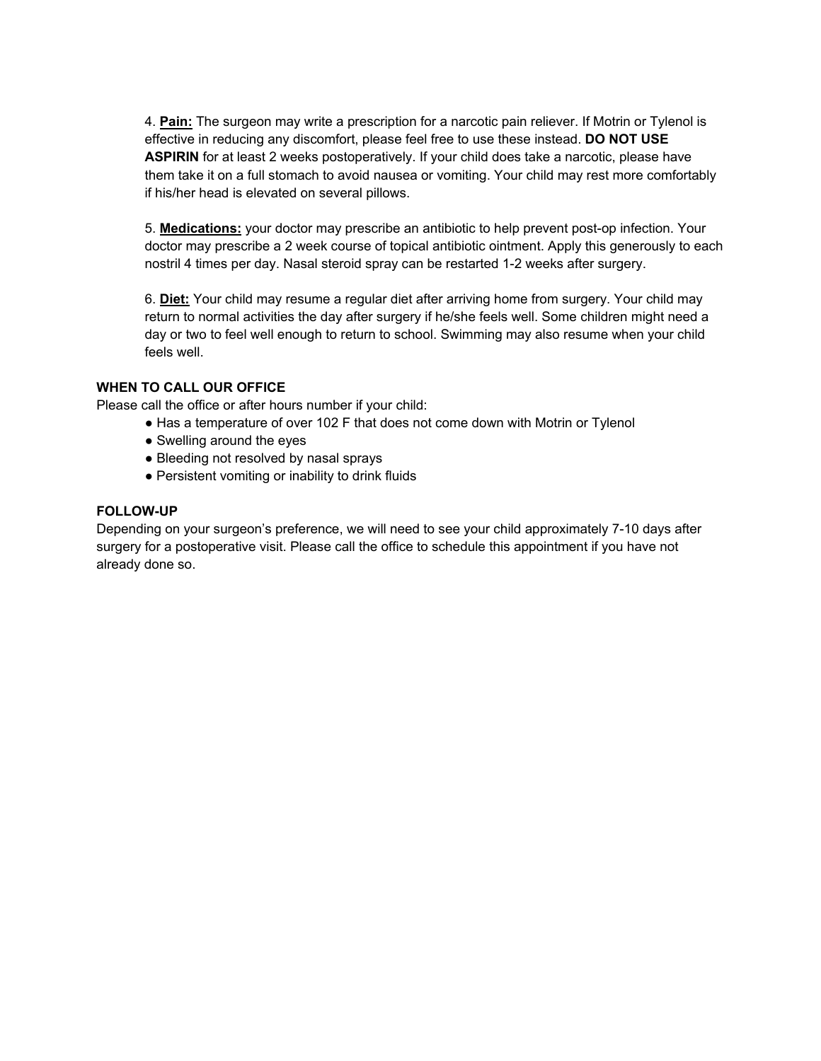4. **Pain:** The surgeon may write a prescription for a narcotic pain reliever. If Motrin or Tylenol is effective in reducing any discomfort, please feel free to use these instead. **DO NOT USE ASPIRIN** for at least 2 weeks postoperatively. If your child does take a narcotic, please have them take it on a full stomach to avoid nausea or vomiting. Your child may rest more comfortably if his/her head is elevated on several pillows.

5. **Medications:** your doctor may prescribe an antibiotic to help prevent post-op infection. Your doctor may prescribe a 2 week course of topical antibiotic ointment. Apply this generously to each nostril 4 times per day. Nasal steroid spray can be restarted 1-2 weeks after surgery.

6. **Diet:** Your child may resume a regular diet after arriving home from surgery. Your child may return to normal activities the day after surgery if he/she feels well. Some children might need a day or two to feel well enough to return to school. Swimming may also resume when your child feels well.

**WHEN TO CALL OUR OFFICE**

Please call the office or after hours number if your child:

- Has a temperature of over 102 F that does not come down with Motrin or Tylenol
- Swelling around the eyes
- Bleeding not resolved by nasal sprays
- Persistent vomiting or inability to drink fluids

**FOLLOW-UP**

Depending on your surgeon's preference, we will need to see your child approximately 7-10 days after surgery for a postoperative visit. Please call the office to schedule this appointment if you have not already done so.